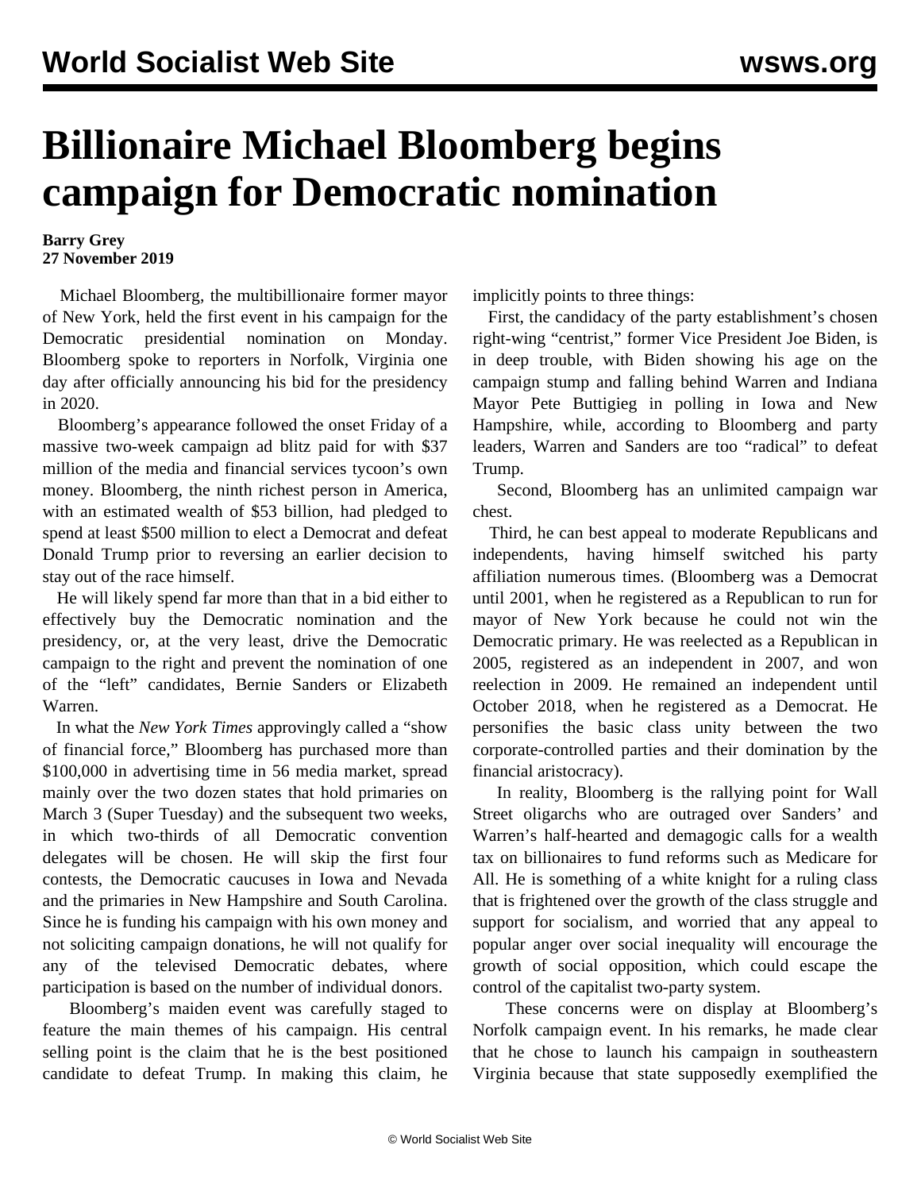# Billionaire Michael Bloomberg begins campaign for Democratic nomination

**Barry Grey**
**27 November 2019**

Michael Bloomberg, the multibillionaire former mayor of New York, held the first event in his campaign for the Democratic presidential nomination on Monday. Bloomberg spoke to reporters in Norfolk, Virginia one day after officially announcing his bid for the presidency in 2020.

Bloomberg's appearance followed the onset Friday of a massive two-week campaign ad blitz paid for with $37 million of the media and financial services tycoon's own money. Bloomberg, the ninth richest person in America, with an estimated wealth of $53 billion, had pledged to spend at least $500 million to elect a Democrat and defeat Donald Trump prior to reversing an earlier decision to stay out of the race himself.

He will likely spend far more than that in a bid either to effectively buy the Democratic nomination and the presidency, or, at the very least, drive the Democratic campaign to the right and prevent the nomination of one of the "left" candidates, Bernie Sanders or Elizabeth Warren.

In what the *New York Times* approvingly called a "show of financial force," Bloomberg has purchased more than $100,000 in advertising time in 56 media market, spread mainly over the two dozen states that hold primaries on March 3 (Super Tuesday) and the subsequent two weeks, in which two-thirds of all Democratic convention delegates will be chosen. He will skip the first four contests, the Democratic caucuses in Iowa and Nevada and the primaries in New Hampshire and South Carolina. Since he is funding his campaign with his own money and not soliciting campaign donations, he will not qualify for any of the televised Democratic debates, where participation is based on the number of individual donors.

Bloomberg's maiden event was carefully staged to feature the main themes of his campaign. His central selling point is the claim that he is the best positioned candidate to defeat Trump. In making this claim, he implicitly points to three things:

First, the candidacy of the party establishment's chosen right-wing "centrist," former Vice President Joe Biden, is in deep trouble, with Biden showing his age on the campaign stump and falling behind Warren and Indiana Mayor Pete Buttigieg in polling in Iowa and New Hampshire, while, according to Bloomberg and party leaders, Warren and Sanders are too "radical" to defeat Trump.

Second, Bloomberg has an unlimited campaign war chest.

Third, he can best appeal to moderate Republicans and independents, having himself switched his party affiliation numerous times. (Bloomberg was a Democrat until 2001, when he registered as a Republican to run for mayor of New York because he could not win the Democratic primary. He was reelected as a Republican in 2005, registered as an independent in 2007, and won reelection in 2009. He remained an independent until October 2018, when he registered as a Democrat. He personifies the basic class unity between the two corporate-controlled parties and their domination by the financial aristocracy).

In reality, Bloomberg is the rallying point for Wall Street oligarchs who are outraged over Sanders' and Warren's half-hearted and demagogic calls for a wealth tax on billionaires to fund reforms such as Medicare for All. He is something of a white knight for a ruling class that is frightened over the growth of the class struggle and support for socialism, and worried that any appeal to popular anger over social inequality will encourage the growth of social opposition, which could escape the control of the capitalist two-party system.

These concerns were on display at Bloomberg's Norfolk campaign event. In his remarks, he made clear that he chose to launch his campaign in southeastern Virginia because that state supposedly exemplified the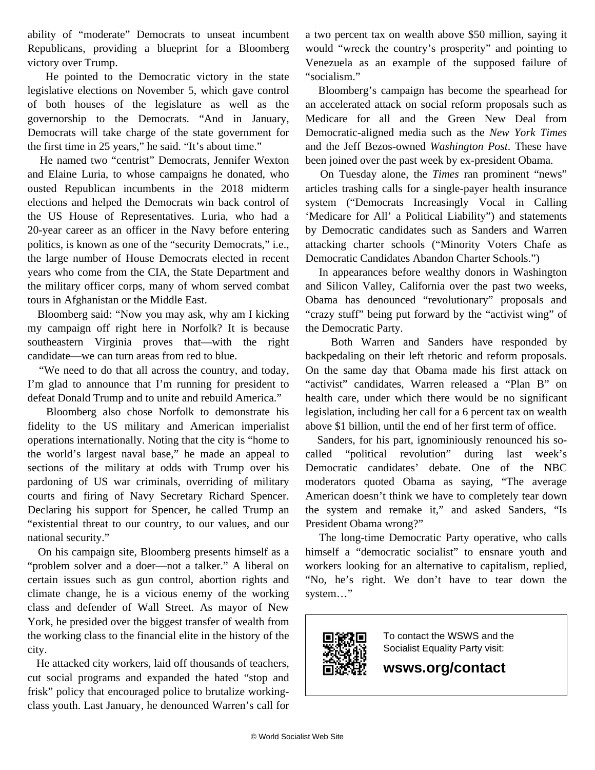ability of "moderate" Democrats to unseat incumbent Republicans, providing a blueprint for a Bloomberg victory over Trump.

He pointed to the Democratic victory in the state legislative elections on November 5, which gave control of both houses of the legislature as well as the governorship to the Democrats. "And in January, Democrats will take charge of the state government for the first time in 25 years," he said. "It's about time."

He named two "centrist" Democrats, Jennifer Wexton and Elaine Luria, to whose campaigns he donated, who ousted Republican incumbents in the 2018 midterm elections and helped the Democrats win back control of the US House of Representatives. Luria, who had a 20-year career as an officer in the Navy before entering politics, is known as one of the "security Democrats," i.e., the large number of House Democrats elected in recent years who come from the CIA, the State Department and the military officer corps, many of whom served combat tours in Afghanistan or the Middle East.

Bloomberg said: "Now you may ask, why am I kicking my campaign off right here in Norfolk? It is because southeastern Virginia proves that—with the right candidate—we can turn areas from red to blue.

"We need to do that all across the country, and today, I'm glad to announce that I'm running for president to defeat Donald Trump and to unite and rebuild America."

Bloomberg also chose Norfolk to demonstrate his fidelity to the US military and American imperialist operations internationally. Noting that the city is "home to the world's largest naval base," he made an appeal to sections of the military at odds with Trump over his pardoning of US war criminals, overriding of military courts and firing of Navy Secretary Richard Spencer. Declaring his support for Spencer, he called Trump an "existential threat to our country, to our values, and our national security."

On his campaign site, Bloomberg presents himself as a "problem solver and a doer—not a talker." A liberal on certain issues such as gun control, abortion rights and climate change, he is a vicious enemy of the working class and defender of Wall Street. As mayor of New York, he presided over the biggest transfer of wealth from the working class to the financial elite in the history of the city.

He attacked city workers, laid off thousands of teachers, cut social programs and expanded the hated "stop and frisk" policy that encouraged police to brutalize working-class youth. Last January, he denounced Warren's call for a two percent tax on wealth above $50 million, saying it would "wreck the country's prosperity" and pointing to Venezuela as an example of the supposed failure of "socialism."

Bloomberg's campaign has become the spearhead for an accelerated attack on social reform proposals such as Medicare for all and the Green New Deal from Democratic-aligned media such as the *New York Times* and the Jeff Bezos-owned *Washington Post*. These have been joined over the past week by ex-president Obama.

On Tuesday alone, the *Times* ran prominent "news" articles trashing calls for a single-payer health insurance system ("Democrats Increasingly Vocal in Calling 'Medicare for All' a Political Liability") and statements by Democratic candidates such as Sanders and Warren attacking charter schools ("Minority Voters Chafe as Democratic Candidates Abandon Charter Schools.")

In appearances before wealthy donors in Washington and Silicon Valley, California over the past two weeks, Obama has denounced "revolutionary" proposals and "crazy stuff" being put forward by the "activist wing" of the Democratic Party.

Both Warren and Sanders have responded by backpedaling on their left rhetoric and reform proposals. On the same day that Obama made his first attack on "activist" candidates, Warren released a "Plan B" on health care, under which there would be no significant legislation, including her call for a 6 percent tax on wealth above $1 billion, until the end of her first term of office.

Sanders, for his part, ignominiously renounced his so-called "political revolution" during last week's Democratic candidates' debate. One of the NBC moderators quoted Obama as saying, "The average American doesn't think we have to completely tear down the system and remake it," and asked Sanders, "Is President Obama wrong?"

The long-time Democratic Party operative, who calls himself a "democratic socialist" to ensnare youth and workers looking for an alternative to capitalism, replied, "No, he's right. We don't have to tear down the system…"

To contact the WSWS and the Socialist Equality Party visit:

**wsws.org/contact**